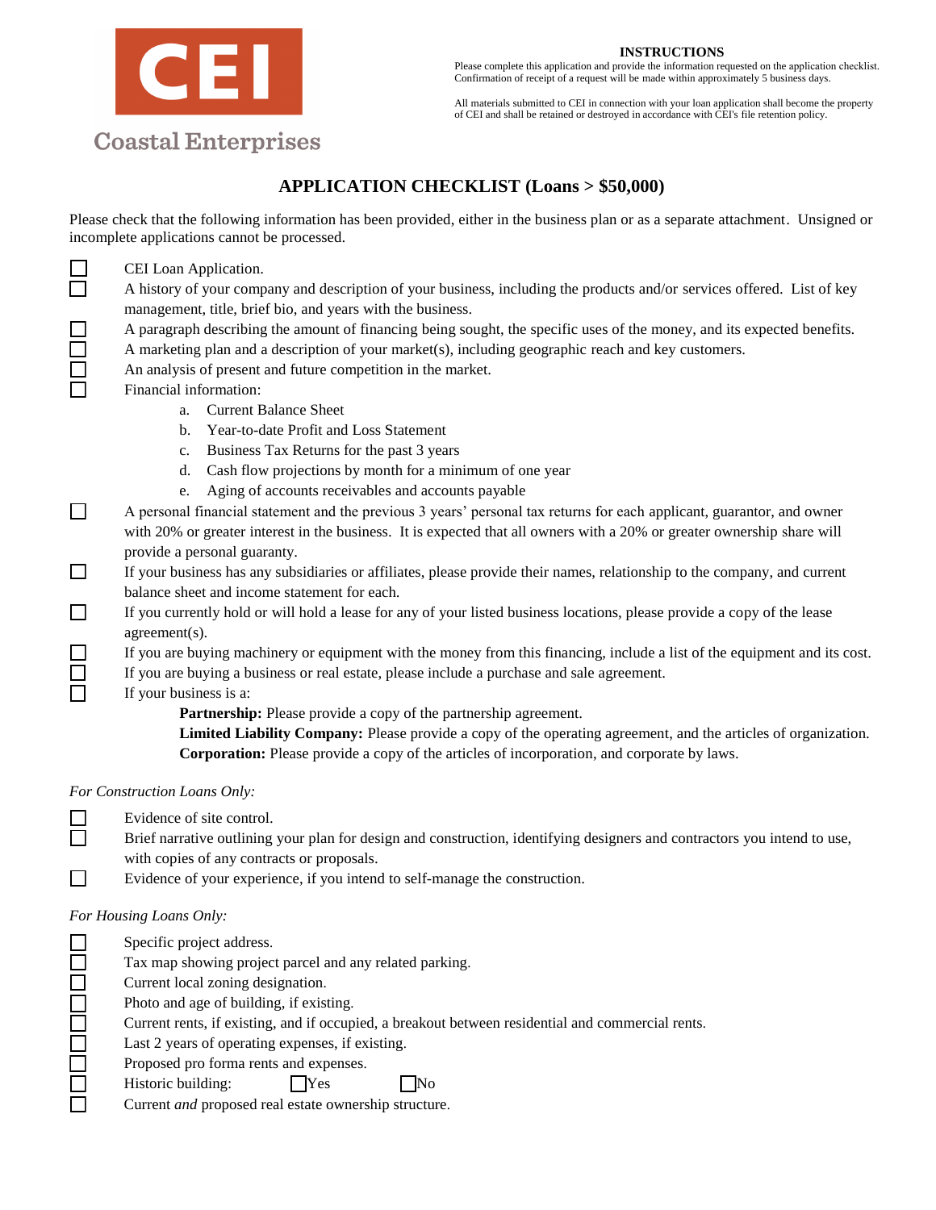Coastal Enterprises

**INSTRUCTIONS**

Please complete this application and provide the information requested on the application checklist. Confirmation of receipt of a request will be made within approximately 5 business days.

All materials submitted to CEI in connection with your loan application shall become the property of CEI and shall be retained or destroyed in accordance with CEI's file retention policy.

## APPLICATION CHECKLIST (Loans > $50,000)

Please check that the following information has been provided, either in the business plan or as a separate attachment. Unsigned or incomplete applications cannot be processed.

- ☐ CEI Loan Application.
- ☐ A history of your company and description of your business, including the products and/or services offered. List of key management, title, brief bio, and years with the business.
- ☐ A paragraph describing the amount of financing being sought, the specific uses of the money, and its expected benefits.
- ☐ A marketing plan and a description of your market(s), including geographic reach and key customers.
- ☐ An analysis of present and future competition in the market.
- ☐ Financial information:
  - a. Current Balance Sheet
  - b. Year-to-date Profit and Loss Statement
  - c. Business Tax Returns for the past 3 years
  - d. Cash flow projections by month for a minimum of one year
  - e. Aging of accounts receivables and accounts payable
- ☐ A personal financial statement and the previous 3 years' personal tax returns for each applicant, guarantor, and owner with 20% or greater interest in the business. It is expected that all owners with a 20% or greater ownership share will provide a personal guaranty.
- ☐ If your business has any subsidiaries or affiliates, please provide their names, relationship to the company, and current balance sheet and income statement for each.
- ☐ If you currently hold or will hold a lease for any of your listed business locations, please provide a copy of the lease agreement(s).
- ☐ If you are buying machinery or equipment with the money from this financing, include a list of the equipment and its cost.
- ☐ If you are buying a business or real estate, please include a purchase and sale agreement.
- ☐ If your business is a:
  - **Partnership:** Please provide a copy of the partnership agreement.
  - **Limited Liability Company:** Please provide a copy of the operating agreement, and the articles of organization.
  - **Corporation:** Please provide a copy of the articles of incorporation, and corporate by laws.

*For Construction Loans Only:*

- ☐ Evidence of site control.
- ☐ Brief narrative outlining your plan for design and construction, identifying designers and contractors you intend to use, with copies of any contracts or proposals.
- ☐ Evidence of your experience, if you intend to self-manage the construction.

*For Housing Loans Only:*

- ☐ Specific project address.
- ☐ Tax map showing project parcel and any related parking.
- ☐ Current local zoning designation.
- ☐ Photo and age of building, if existing.
- ☐ Current rents, if existing, and if occupied, a breakout between residential and commercial rents.
- ☐ Last 2 years of operating expenses, if existing.
- ☐ Proposed pro forma rents and expenses.
- ☐ Historic building: ☐ Yes ☐ No
- ☐ Current *and* proposed real estate ownership structure.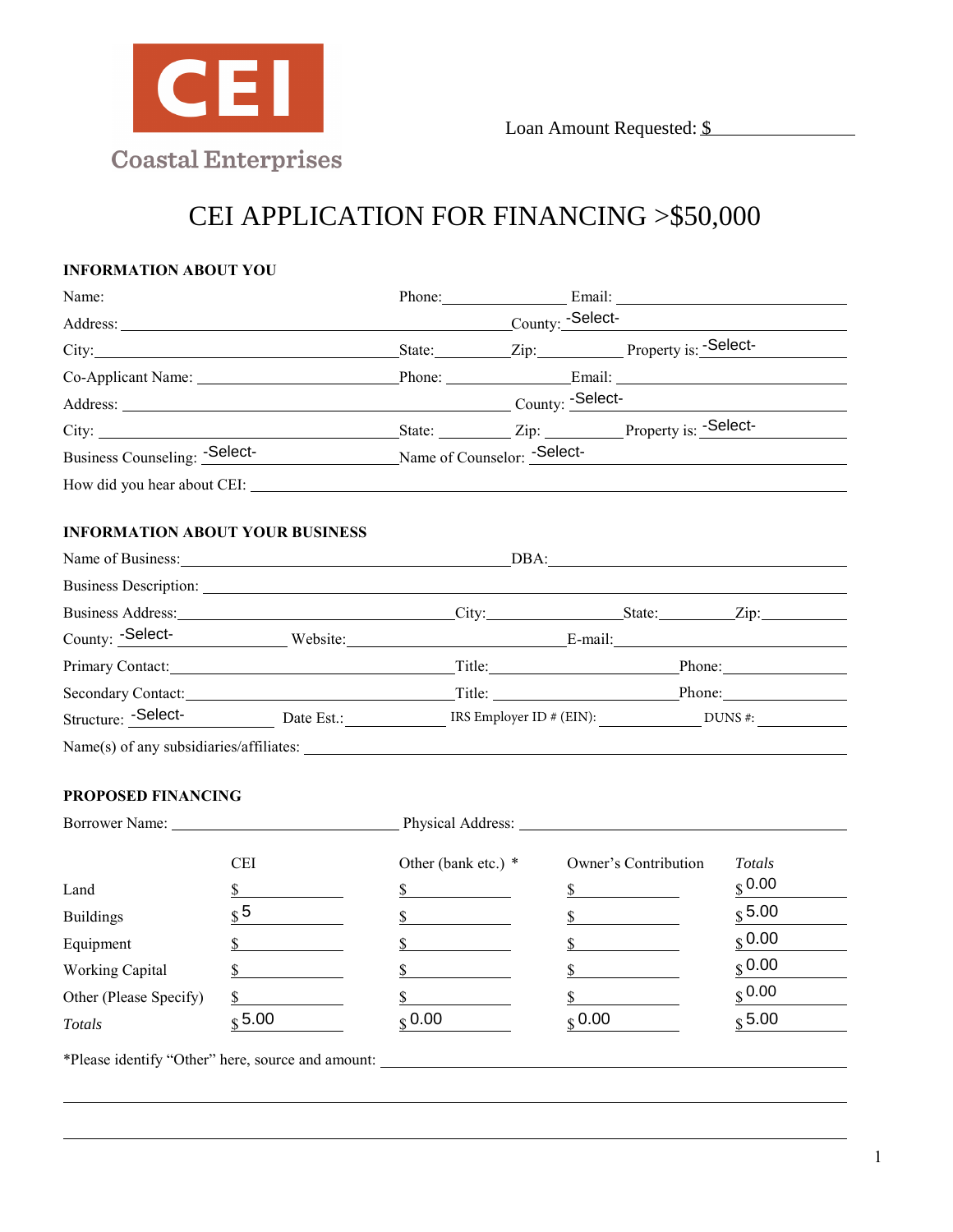CEI

Coastal Enterprises

Loan Amount Requested: $________________

# CEI APPLICATION FOR FINANCING >$50,000

## INFORMATION ABOUT YOU

Name: ____________________ Phone: ____________ Email: ____________________

Address: ____________________________________ County: -Select-

City: ____________________ State: ________ Zip: ________ Property is: -Select-

Co-Applicant Name: ____________________ Phone: ____________ Email: ____________________

Address: ____________________________________ County: -Select-

City: ____________________ State: ________ Zip: ________ Property is: -Select-

Business Counseling: -Select- Name of Counselor: -Select-

How did you hear about CEI: ____________________________________________

## INFORMATION ABOUT YOUR BUSINESS

Name of Business: ______________________________ DBA: ______________________________

Business Description: ______________________________________________________________

Business Address: ____________________ City: ____________ State: ________ Zip: ________

County: -Select- Website: ____________________ E-mail: ____________________

Primary Contact: ____________________ Title: ____________ Phone: ____________

Secondary Contact: ____________________ Title: ____________ Phone: ____________

Structure: -Select- Date Est.: ____________ IRS Employer ID # (EIN): ____________ DUNS #: ____________

Name(s) of any subsidiaries/affiliates: ____________________________________________

## PROPOSED FINANCING

Borrower Name: ____________________ Physical Address: ______________________________

| | CEI | Other (bank etc.) * | Owner's Contribution | *Totals* |
|---|---|---|---|---|
| Land | $ | $ | $ | $ 0.00 |
| Buildings | $ 5 | $ | $ | $ 5.00 |
| Equipment | $ | $ | $ | $ 0.00 |
| Working Capital | $ | $ | $ | $ 0.00 |
| Other (Please Specify) | $ | $ | $ | $ 0.00 |
| *Totals* | $ 5.00 | $ 0.00 | $ 0.00 | $ 5.00 |

*Please identify "Other" here, source and amount: ____________________________________________

______________________________________________________________________________

______________________________________________________________________________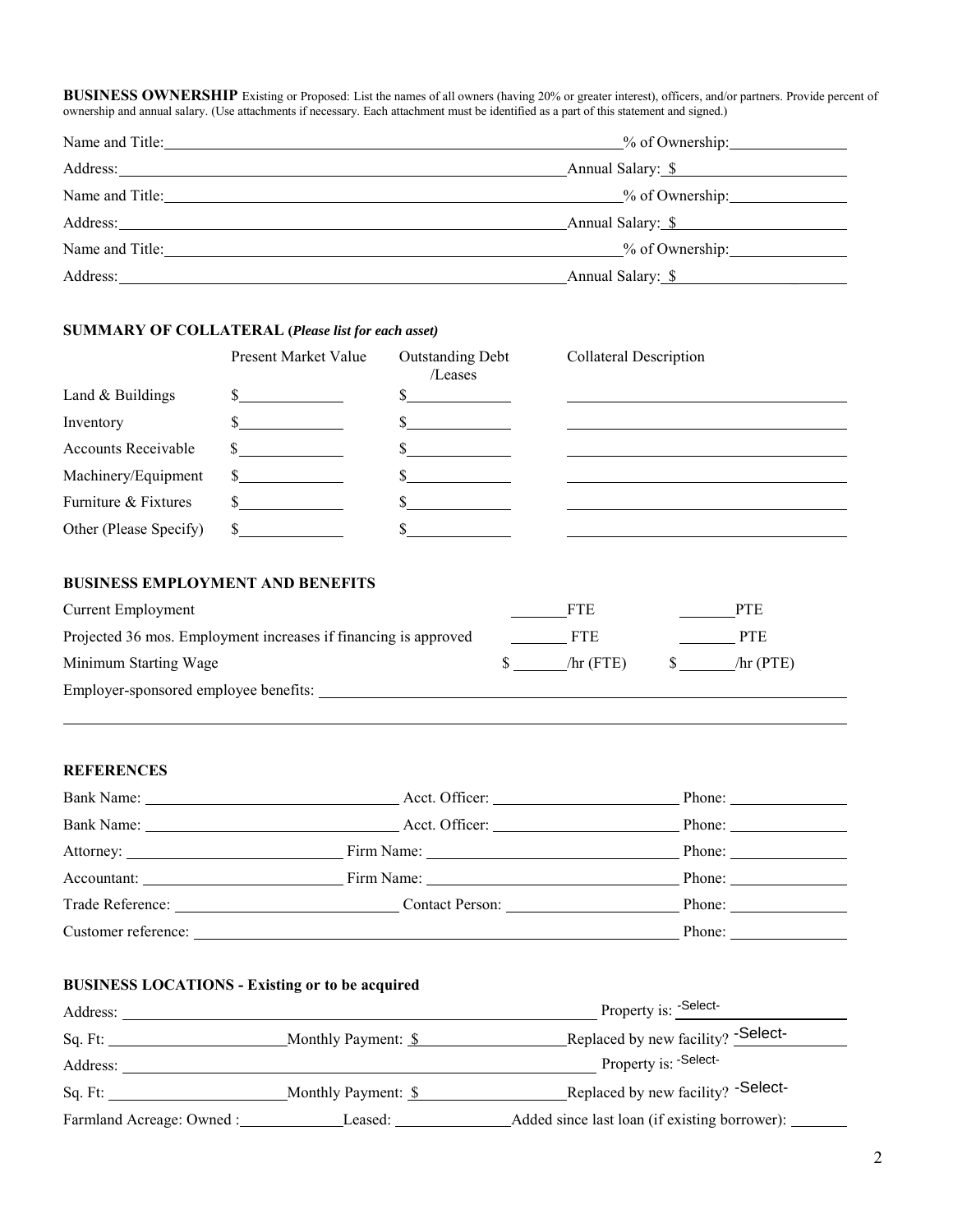**BUSINESS OWNERSHIP** Existing or Proposed: List the names of all owners (having 20% or greater interest), officers, and/or partners. Provide percent of ownership and annual salary. (Use attachments if necessary. Each attachment must be identified as a part of this statement and signed.)

Name and Title: ______________________________ % of Ownership: __________

Address: ______________________________ Annual Salary: $ __________

Name and Title: ______________________________ % of Ownership: __________

Address: ______________________________ Annual Salary: $ __________

Name and Title: ______________________________ % of Ownership: __________

Address: ______________________________ Annual Salary: $ __________

### SUMMARY OF COLLATERAL (*Please list for each asset*)

| | Present Market Value | Outstanding Debt /Leases | Collateral Description |
|---|---|---|---|
| Land & Buildings | $ | $ | |
| Inventory | $ | $ | |
| Accounts Receivable | $ | $ | |
| Machinery/Equipment | $ | $ | |
| Furniture & Fixtures | $ | $ | |
| Other (Please Specify) | $ | $ | |

### BUSINESS EMPLOYMENT AND BENEFITS

| | | |
|---|---|---|
| Current Employment | ______ FTE | ______ PTE |
| Projected 36 mos. Employment increases if financing is approved | ______ FTE | ______ PTE |
| Minimum Starting Wage | $ ______ /hr (FTE) | $ ______ /hr (PTE) |

Employer-sponsored employee benefits: ______________________________

### REFERENCES

Bank Name: __________ Acct. Officer: __________ Phone: __________

Bank Name: __________ Acct. Officer: __________ Phone: __________

Attorney: __________ Firm Name: __________ Phone: __________

Accountant: __________ Firm Name: __________ Phone: __________

Trade Reference: __________ Contact Person: __________ Phone: __________

Customer reference: __________ Phone: __________

### BUSINESS LOCATIONS - Existing or to be acquired

Address: ______________________________ Property is: -Select-

Sq. Ft: __________ Monthly Payment: $ __________ Replaced by new facility? -Select-

Address: ______________________________ Property is: -Select-

Sq. Ft: __________ Monthly Payment: $ __________ Replaced by new facility? -Select-

Farmland Acreage: Owned : __________ Leased: __________ Added since last loan (if existing borrower): __________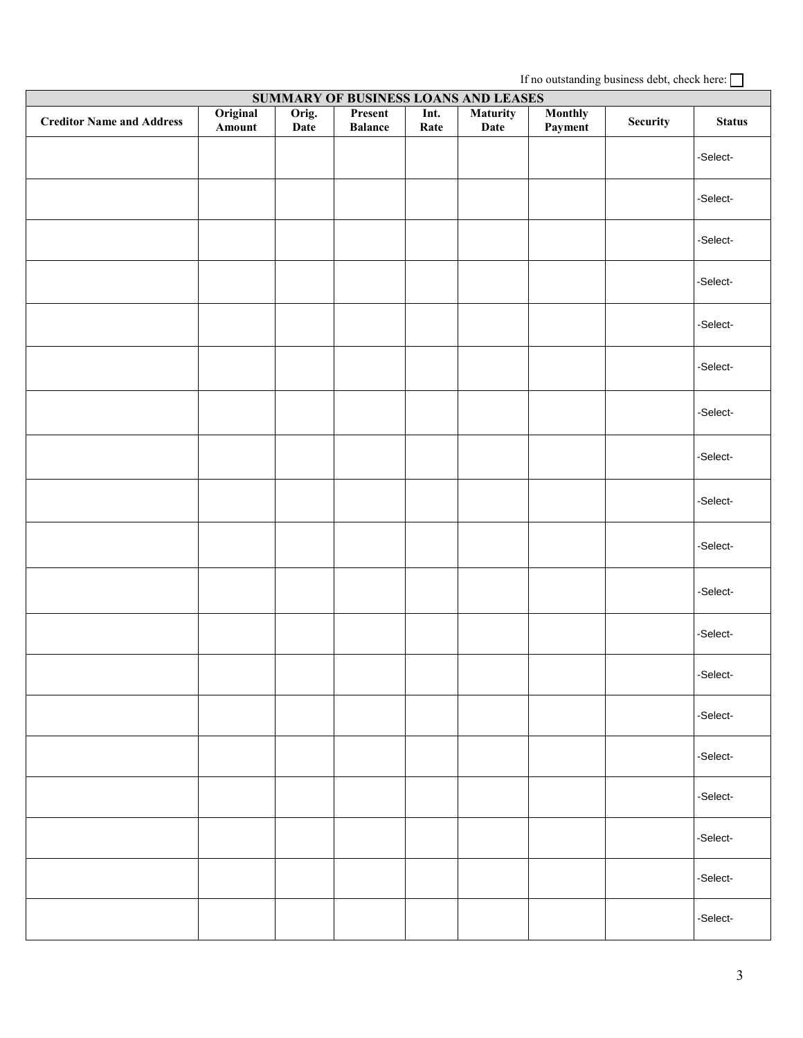If no outstanding business debt, check here: ☐

| SUMMARY OF BUSINESS LOANS AND LEASES | | | | | | | | |
|---|---|---|---|---|---|---|---|---|
| **Creditor Name and Address** | **Original Amount** | **Orig. Date** | **Present Balance** | **Int. Rate** | **Maturity Date** | **Monthly Payment** | **Security** | **Status** |
| | | | | | | | | -Select- |
| | | | | | | | | -Select- |
| | | | | | | | | -Select- |
| | | | | | | | | -Select- |
| | | | | | | | | -Select- |
| | | | | | | | | -Select- |
| | | | | | | | | -Select- |
| | | | | | | | | -Select- |
| | | | | | | | | -Select- |
| | | | | | | | | -Select- |
| | | | | | | | | -Select- |
| | | | | | | | | -Select- |
| | | | | | | | | -Select- |
| | | | | | | | | -Select- |
| | | | | | | | | -Select- |
| | | | | | | | | -Select- |
| | | | | | | | | -Select- |
| | | | | | | | | -Select- |
| | | | | | | | | -Select- |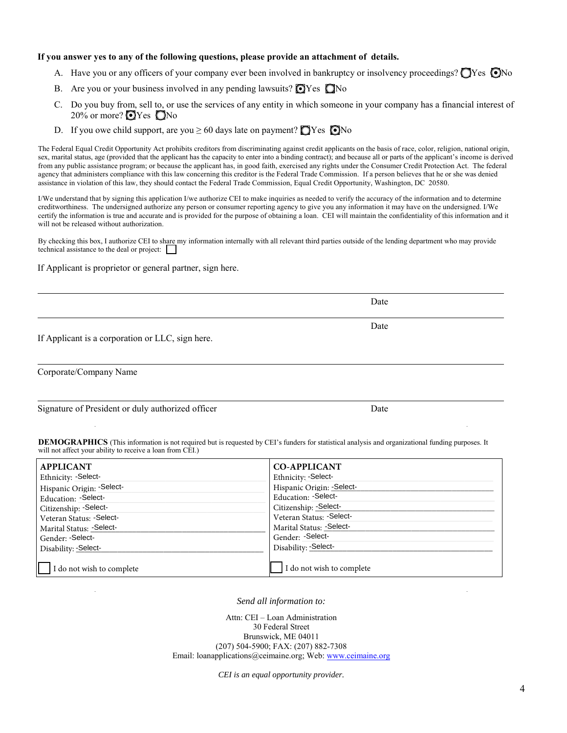**If you answer yes to any of the following questions, please provide an attachment of details.**

A. Have you or any officers of your company ever been involved in bankruptcy or insolvency proceedings? ○ Yes ◉ No

B. Are you or your business involved in any pending lawsuits? ◉ Yes ○ No

C. Do you buy from, sell to, or use the services of any entity in which someone in your company has a financial interest of 20% or more? ◉ Yes ○ No

D. If you owe child support, are you ≥ 60 days late on payment? ○ Yes ◉ No

The Federal Equal Credit Opportunity Act prohibits creditors from discriminating against credit applicants on the basis of race, color, religion, national origin, sex, marital status, age (provided that the applicant has the capacity to enter into a binding contract); and because all or parts of the applicant's income is derived from any public assistance program; or because the applicant has, in good faith, exercised any rights under the Consumer Credit Protection Act. The federal agency that administers compliance with this law concerning this creditor is the Federal Trade Commission. If a person believes that he or she was denied assistance in violation of this law, they should contact the Federal Trade Commission, Equal Credit Opportunity, Washington, DC 20580.

I/We understand that by signing this application I/we authorize CEI to make inquiries as needed to verify the accuracy of the information and to determine creditworthiness. The undersigned authorize any person or consumer reporting agency to give you any information it may have on the undersigned. I/We certify the information is true and accurate and is provided for the purpose of obtaining a loan. CEI will maintain the confidentiality of this information and it will not be released without authorization.

By checking this box, I authorize CEI to share my information internally with all relevant third parties outside of the lending department who may provide technical assistance to the deal or project: ☐

If Applicant is proprietor or general partner, sign here.

\_\_\_\_\_\_\_\_\_\_\_\_\_\_\_\_\_\_\_\_\_\_\_\_\_\_\_\_\_\_\_\_\_\_\_\_\_\_\_\_\_\_\_\_\_\_\_\_\_\_\_\_\_\_\_\_\_\_\_\_\_\_\_\_\_\_\_\_\_\_

Date

\_\_\_\_\_\_\_\_\_\_\_\_\_\_\_\_\_\_\_\_\_\_\_\_\_\_\_\_\_\_\_\_\_\_\_\_\_\_\_\_\_\_\_\_\_\_\_\_\_\_\_\_\_\_\_\_\_\_\_\_\_\_\_\_\_\_\_\_\_\_

Date

If Applicant is a corporation or LLC, sign here.

\_\_\_\_\_\_\_\_\_\_\_\_\_\_\_\_\_\_\_\_\_\_\_\_\_\_\_\_\_\_\_\_\_\_\_\_\_\_\_\_\_\_\_\_\_\_\_\_\_\_\_\_\_\_\_\_\_\_\_\_\_\_\_\_\_\_\_\_\_\_

Corporate/Company Name

\_\_\_\_\_\_\_\_\_\_\_\_\_\_\_\_\_\_\_\_\_\_\_\_\_\_\_\_\_\_\_\_\_\_\_\_\_\_\_\_\_\_\_\_\_\_\_\_\_\_\_\_\_\_\_\_\_\_\_\_\_\_\_\_\_\_\_\_\_\_

Signature of President or duly authorized officer | Date

**DEMOGRAPHICS** (This information is not required but is requested by CEI's funders for statistical analysis and organizational funding purposes. It will not affect your ability to receive a loan from CEI.)

| **APPLICANT** | **CO-APPLICANT** |
|---|---|
| Ethnicity: -Select- | Ethnicity: -Select- |
| Hispanic Origin: -Select- | Hispanic Origin: -Select- |
| Education: -Select- | Education: -Select- |
| Citizenship: -Select- | Citizenship: -Select- |
| Veteran Status: -Select- | Veteran Status: -Select- |
| Marital Status: -Select- | Marital Status: -Select- |
| Gender: -Select- | Gender: -Select- |
| Disability: -Select- | Disability: -Select- |
| ☐ I do not wish to complete | ☐ I do not wish to complete |

*Send all information to:*

Attn: CEI – Loan Administration
30 Federal Street
Brunswick, ME 04011
(207) 504-5900; FAX: (207) 882-7308
Email: loanapplications@ceimaine.org; Web: www.ceimaine.org

*CEI is an equal opportunity provider.*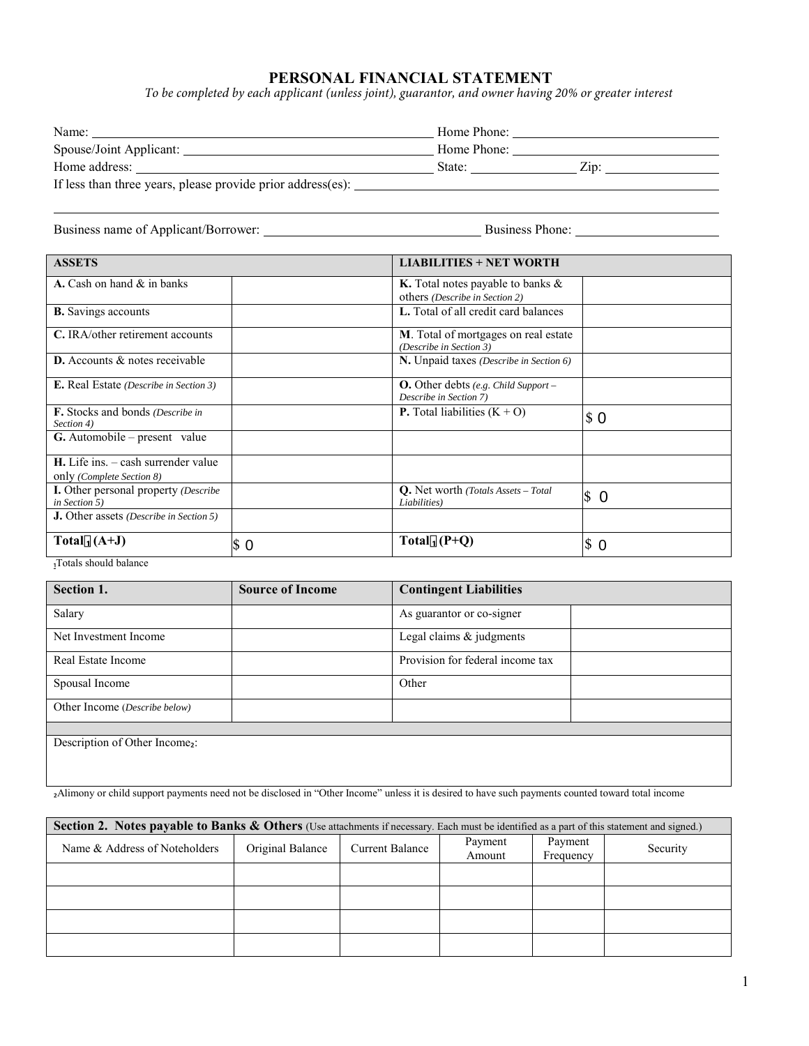# PERSONAL FINANCIAL STATEMENT

*To be completed by each applicant (unless joint), guarantor, and owner having 20% or greater interest*

Name: ______________________________ Home Phone: ______________________________

Spouse/Joint Applicant: ______________________________ Home Phone: ______________________________

Home address: ______________________________ State: ______________ Zip: ______________

If less than three years, please provide prior address(es): ______________________________

______________________________________________________________________________

Business name of Applicant/Borrower: ______________________________ Business Phone: ______________________________

| ASSETS | | LIABILITIES + NET WORTH | |
|---|---|---|---|
| **A.** Cash on hand & in banks | | **K.** Total notes payable to banks & others *(Describe in Section 2)* | |
| **B.** Savings accounts | | **L.** Total of all credit card balances | |
| **C.** IRA/other retirement accounts | | **M**. Total of mortgages on real estate *(Describe in Section 3)* | |
| **D.** Accounts & notes receivable | | **N.** Unpaid taxes *(Describe in Section 6)* | |
| **E.** Real Estate *(Describe in Section 3)* | | **O.** Other debts *(e.g. Child Support – Describe in Section 7)* | |
| **F.** Stocks and bonds *(Describe in Section 4)* | | **P.** Total liabilities (K + O) | $ 0 |
| **G.** Automobile – present value | | | |
| **H.** Life ins. – cash surrender value only *(Complete Section 8)* | | | |
| **I.** Other personal property *(Describe in Section 5)* | | **Q.** Net worth *(Totals Assets – Total Liabilities)* | $ 0 |
| **J.** Other assets *(Describe in Section 5)* | | | |
| **Total[1] (A+J)** | $ 0 | **Total[1] (P+Q)** | $ 0 |

[1]Totals should balance

| Section 1. | Source of Income | Contingent Liabilities | |
|---|---|---|---|
| Salary | | As guarantor or co-signer | |
| Net Investment Income | | Legal claims & judgments | |
| Real Estate Income | | Provision for federal income tax | |
| Spousal Income | | Other | |
| Other Income *(Describe below)* | | | |

Description of Other Income[2]:

[2]Alimony or child support payments need not be disclosed in "Other Income" unless it is desired to have such payments counted toward total income

**Section 2. Notes payable to Banks & Others** (Use attachments if necessary. Each must be identified as a part of this statement and signed.)

| Name & Address of Noteholders | Original Balance | Current Balance | Payment Amount | Payment Frequency | Security |
|---|---|---|---|---|---|
| | | | | | |
| | | | | | |
| | | | | | |
| | | | | | |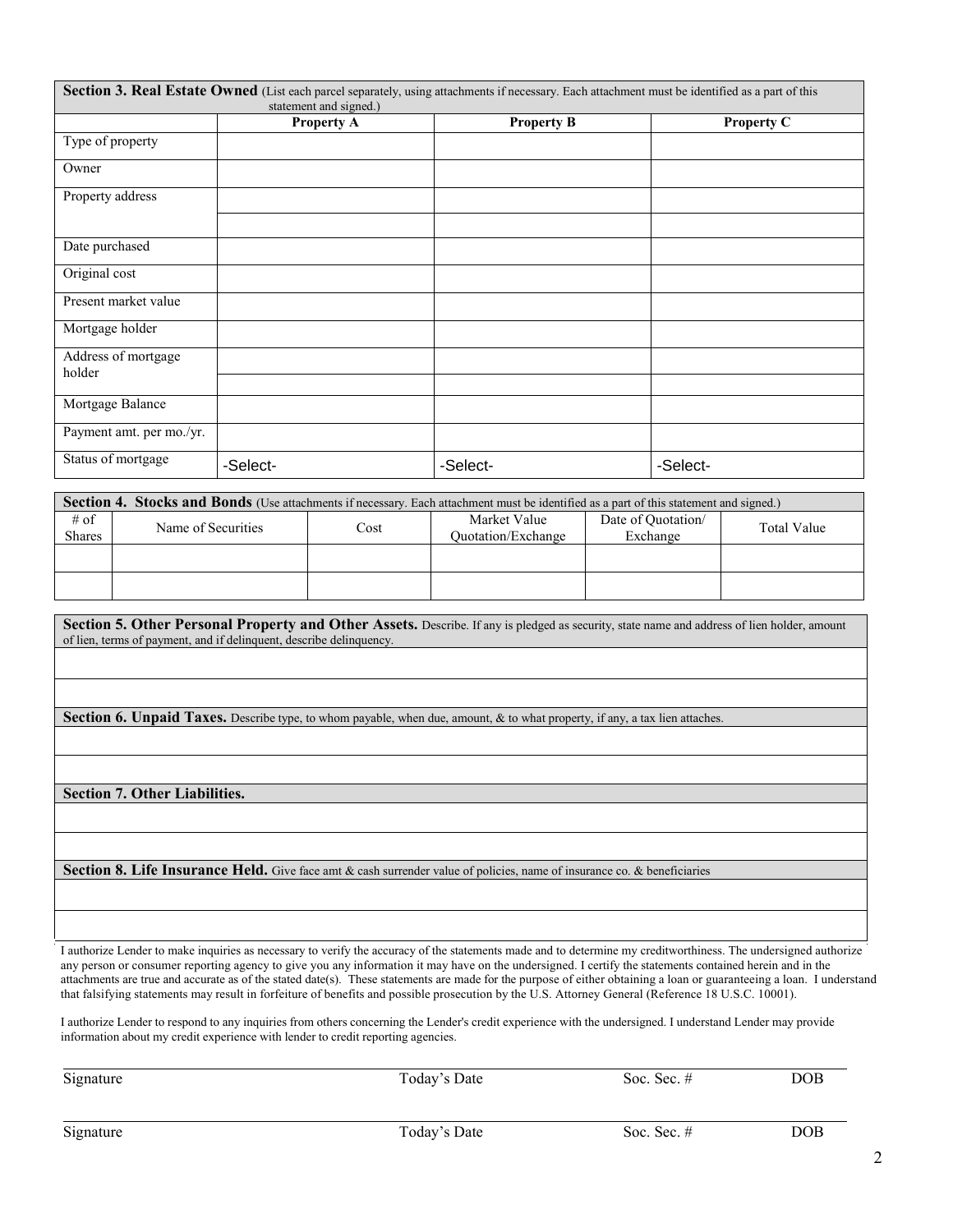**Section 3. Real Estate Owned** (List each parcel separately, using attachments if necessary. Each attachment must be identified as a part of this statement and signed.)

| | Property A | Property B | Property C |
|---|---|---|---|
| Type of property | | | |
| Owner | | | |
| Property address | | | |
| | | | |
| Date purchased | | | |
| Original cost | | | |
| Present market value | | | |
| Mortgage holder | | | |
| Address of mortgage holder | | | |
| | | | |
| Mortgage Balance | | | |
| Payment amt. per mo./yr. | | | |
| Status of mortgage | -Select- | -Select- | -Select- |

**Section 4. Stocks and Bonds** (Use attachments if necessary. Each attachment must be identified as a part of this statement and signed.)

| # of Shares | Name of Securities | Cost | Market Value Quotation/Exchange | Date of Quotation/ Exchange | Total Value |
|---|---|---|---|---|---|
| | | | | | |
| | | | | | |

**Section 5. Other Personal Property and Other Assets.** Describe. If any is pledged as security, state name and address of lien holder, amount of lien, terms of payment, and if delinquent, describe delinquency.

**Section 6. Unpaid Taxes.** Describe type, to whom payable, when due, amount, & to what property, if any, a tax lien attaches.

**Section 7. Other Liabilities.**

**Section 8. Life Insurance Held.** Give face amt & cash surrender value of policies, name of insurance co. & beneficiaries

I authorize Lender to make inquiries as necessary to verify the accuracy of the statements made and to determine my creditworthiness. The undersigned authorize any person or consumer reporting agency to give you any information it may have on the undersigned. I certify the statements contained herein and in the attachments are true and accurate as of the stated date(s). These statements are made for the purpose of either obtaining a loan or guaranteeing a loan. I understand that falsifying statements may result in forfeiture of benefits and possible prosecution by the U.S. Attorney General (Reference 18 U.S.C. 10001).

I authorize Lender to respond to any inquiries from others concerning the Lender's credit experience with the undersigned. I understand Lender may provide information about my credit experience with lender to credit reporting agencies.

Signature Today's Date Soc. Sec. # DOB

Signature Today's Date Soc. Sec. # DOB